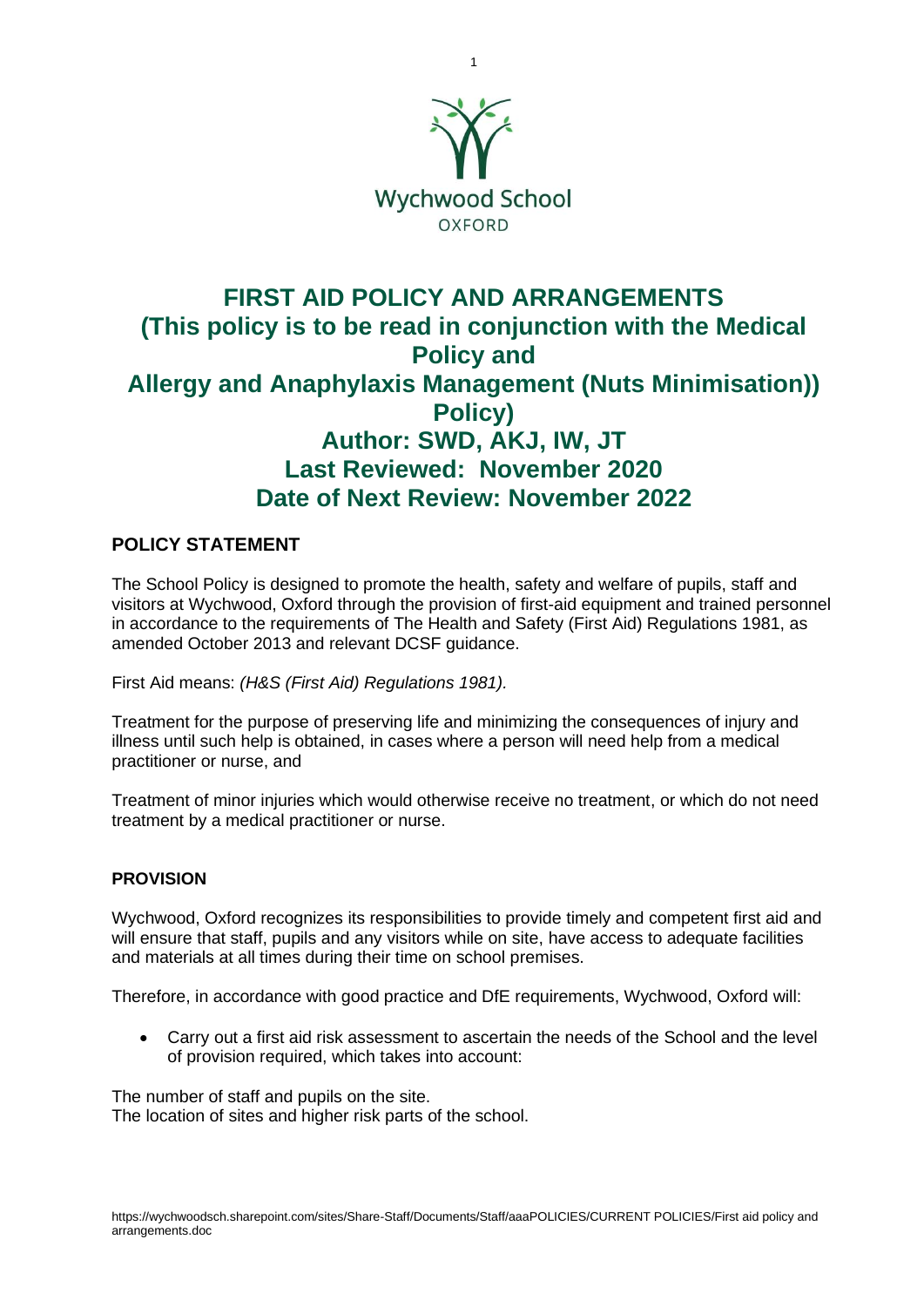Wychwood School
OXFORD

# FIRST AID POLICY AND ARRANGEMENTS (This policy is to be read in conjunction with the Medical Policy and Allergy and Anaphylaxis Management (Nuts Minimisation)) Policy)

## Author: SWD, AKJ, IW, JT
## Last Reviewed: November 2020
## Date of Next Review: November 2022

### POLICY STATEMENT

The School Policy is designed to promote the health, safety and welfare of pupils, staff and visitors at Wychwood, Oxford through the provision of first-aid equipment and trained personnel in accordance to the requirements of The Health and Safety (First Aid) Regulations 1981, as amended October 2013 and relevant DCSF guidance.

First Aid means: *(H&S (First Aid) Regulations 1981).*

Treatment for the purpose of preserving life and minimizing the consequences of injury and illness until such help is obtained, in cases where a person will need help from a medical practitioner or nurse, and

Treatment of minor injuries which would otherwise receive no treatment, or which do not need treatment by a medical practitioner or nurse.

**PROVISION**

Wychwood, Oxford recognizes its responsibilities to provide timely and competent first aid and will ensure that staff, pupils and any visitors while on site, have access to adequate facilities and materials at all times during their time on school premises.

Therefore, in accordance with good practice and DfE requirements, Wychwood, Oxford will:

- Carry out a first aid risk assessment to ascertain the needs of the School and the level of provision required, which takes into account:

The number of staff and pupils on the site.
The location of sites and higher risk parts of the school.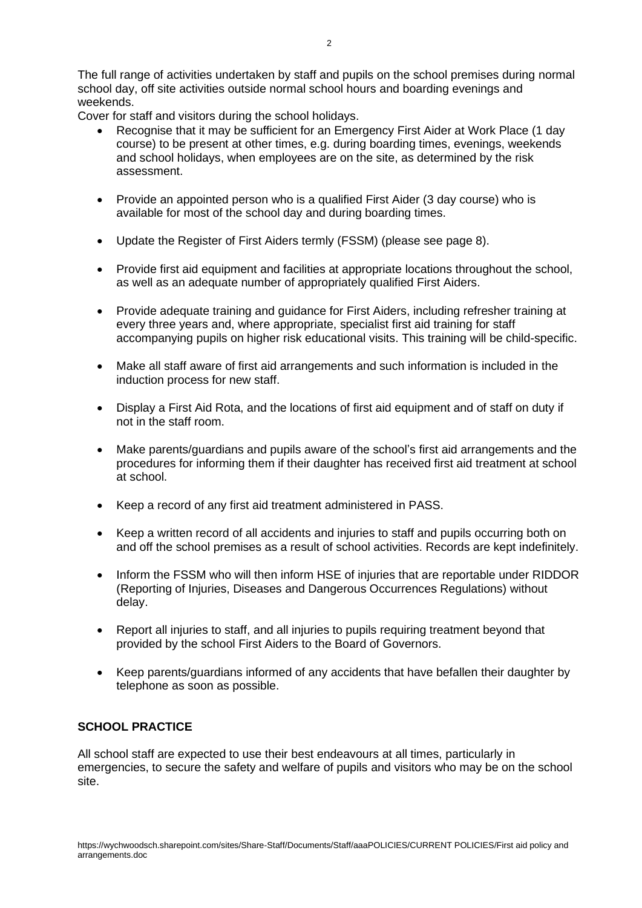The full range of activities undertaken by staff and pupils on the school premises during normal school day, off site activities outside normal school hours and boarding evenings and weekends.

Cover for staff and visitors during the school holidays.

- Recognise that it may be sufficient for an Emergency First Aider at Work Place (1 day course) to be present at other times, e.g. during boarding times, evenings, weekends and school holidays, when employees are on the site, as determined by the risk assessment.
- Provide an appointed person who is a qualified First Aider (3 day course) who is available for most of the school day and during boarding times.
- Update the Register of First Aiders termly (FSSM) (please see page 8).
- Provide first aid equipment and facilities at appropriate locations throughout the school, as well as an adequate number of appropriately qualified First Aiders.
- Provide adequate training and guidance for First Aiders, including refresher training at every three years and, where appropriate, specialist first aid training for staff accompanying pupils on higher risk educational visits. This training will be child-specific.
- Make all staff aware of first aid arrangements and such information is included in the induction process for new staff.
- Display a First Aid Rota, and the locations of first aid equipment and of staff on duty if not in the staff room.
- Make parents/guardians and pupils aware of the school's first aid arrangements and the procedures for informing them if their daughter has received first aid treatment at school at school.
- Keep a record of any first aid treatment administered in PASS.
- Keep a written record of all accidents and injuries to staff and pupils occurring both on and off the school premises as a result of school activities. Records are kept indefinitely.
- Inform the FSSM who will then inform HSE of injuries that are reportable under RIDDOR (Reporting of Injuries, Diseases and Dangerous Occurrences Regulations) without delay.
- Report all injuries to staff, and all injuries to pupils requiring treatment beyond that provided by the school First Aiders to the Board of Governors.
- Keep parents/guardians informed of any accidents that have befallen their daughter by telephone as soon as possible.

**SCHOOL PRACTICE**

All school staff are expected to use their best endeavours at all times, particularly in emergencies, to secure the safety and welfare of pupils and visitors who may be on the school site.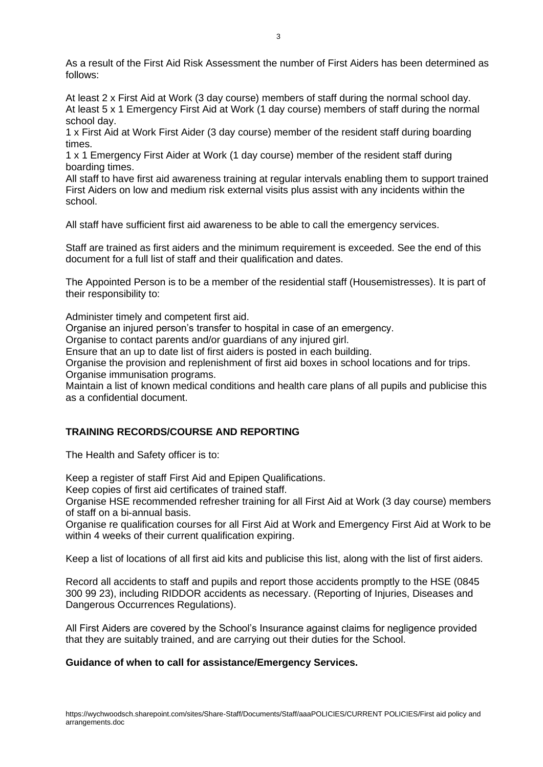As a result of the First Aid Risk Assessment the number of First Aiders has been determined as follows:

At least 2 x First Aid at Work (3 day course) members of staff during the normal school day.
At least 5 x 1 Emergency First Aid at Work (1 day course) members of staff during the normal school day.
1 x First Aid at Work First Aider (3 day course) member of the resident staff during boarding times.
1 x 1 Emergency First Aider at Work (1 day course) member of the resident staff during boarding times.
All staff to have first aid awareness training at regular intervals enabling them to support trained First Aiders on low and medium risk external visits plus assist with any incidents within the school.

All staff have sufficient first aid awareness to be able to call the emergency services.

Staff are trained as first aiders and the minimum requirement is exceeded. See the end of this document for a full list of staff and their qualification and dates.

The Appointed Person is to be a member of the residential staff (Housemistresses). It is part of their responsibility to:

Administer timely and competent first aid.
Organise an injured person's transfer to hospital in case of an emergency.
Organise to contact parents and/or guardians of any injured girl.
Ensure that an up to date list of first aiders is posted in each building.
Organise the provision and replenishment of first aid boxes in school locations and for trips.
Organise immunisation programs.
Maintain a list of known medical conditions and health care plans of all pupils and publicise this as a confidential document.

**TRAINING RECORDS/COURSE AND REPORTING**

The Health and Safety officer is to:

Keep a register of staff First Aid and Epipen Qualifications.
Keep copies of first aid certificates of trained staff.
Organise HSE recommended refresher training for all First Aid at Work (3 day course) members of staff on a bi-annual basis.
Organise re qualification courses for all First Aid at Work and Emergency First Aid at Work to be within 4 weeks of their current qualification expiring.

Keep a list of locations of all first aid kits and publicise this list, along with the list of first aiders.

Record all accidents to staff and pupils and report those accidents promptly to the HSE (0845 300 99 23), including RIDDOR accidents as necessary. (Reporting of Injuries, Diseases and Dangerous Occurrences Regulations).

All First Aiders are covered by the School's Insurance against claims for negligence provided that they are suitably trained, and are carrying out their duties for the School.

**Guidance of when to call for assistance/Emergency Services.**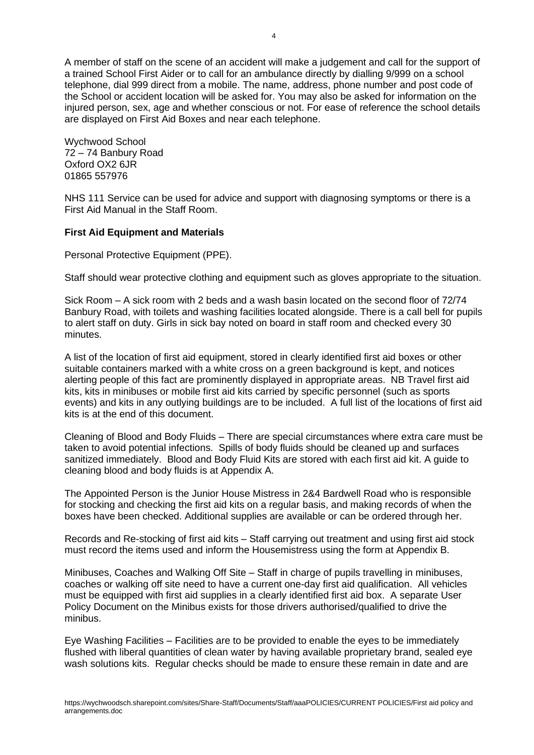A member of staff on the scene of an accident will make a judgement and call for the support of a trained School First Aider or to call for an ambulance directly by dialling 9/999 on a school telephone, dial 999 direct from a mobile. The name, address, phone number and post code of the School or accident location will be asked for. You may also be asked for information on the injured person, sex, age and whether conscious or not. For ease of reference the school details are displayed on First Aid Boxes and near each telephone.

Wychwood School
72 – 74 Banbury Road
Oxford OX2 6JR
01865 557976

NHS 111 Service can be used for advice and support with diagnosing symptoms or there is a First Aid Manual in the Staff Room.

**First Aid Equipment and Materials**

Personal Protective Equipment (PPE).

Staff should wear protective clothing and equipment such as gloves appropriate to the situation.

Sick Room – A sick room with 2 beds and a wash basin located on the second floor of 72/74 Banbury Road, with toilets and washing facilities located alongside. There is a call bell for pupils to alert staff on duty. Girls in sick bay noted on board in staff room and checked every 30 minutes.

A list of the location of first aid equipment, stored in clearly identified first aid boxes or other suitable containers marked with a white cross on a green background is kept, and notices alerting people of this fact are prominently displayed in appropriate areas. NB Travel first aid kits, kits in minibuses or mobile first aid kits carried by specific personnel (such as sports events) and kits in any outlying buildings are to be included. A full list of the locations of first aid kits is at the end of this document.

Cleaning of Blood and Body Fluids – There are special circumstances where extra care must be taken to avoid potential infections. Spills of body fluids should be cleaned up and surfaces sanitized immediately. Blood and Body Fluid Kits are stored with each first aid kit. A guide to cleaning blood and body fluids is at Appendix A.

The Appointed Person is the Junior House Mistress in 2&4 Bardwell Road who is responsible for stocking and checking the first aid kits on a regular basis, and making records of when the boxes have been checked. Additional supplies are available or can be ordered through her.

Records and Re-stocking of first aid kits – Staff carrying out treatment and using first aid stock must record the items used and inform the Housemistress using the form at Appendix B.

Minibuses, Coaches and Walking Off Site – Staff in charge of pupils travelling in minibuses, coaches or walking off site need to have a current one-day first aid qualification. All vehicles must be equipped with first aid supplies in a clearly identified first aid box. A separate User Policy Document on the Minibus exists for those drivers authorised/qualified to drive the minibus.

Eye Washing Facilities – Facilities are to be provided to enable the eyes to be immediately flushed with liberal quantities of clean water by having available proprietary brand, sealed eye wash solutions kits. Regular checks should be made to ensure these remain in date and are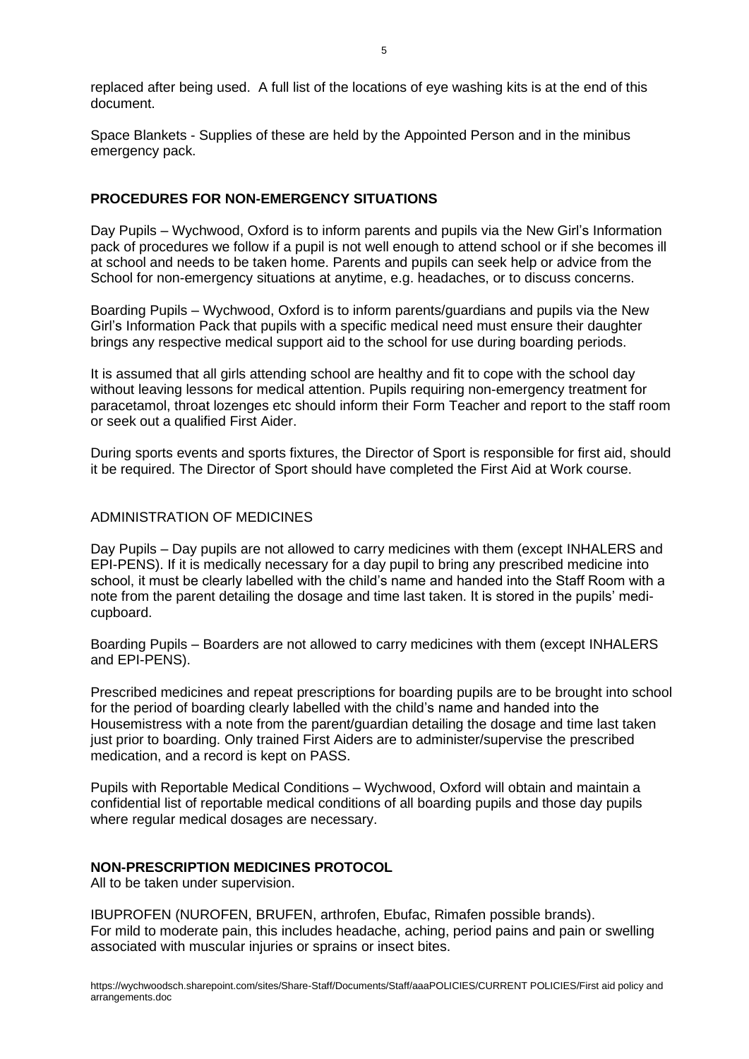replaced after being used. A full list of the locations of eye washing kits is at the end of this document.

Space Blankets - Supplies of these are held by the Appointed Person and in the minibus emergency pack.

## PROCEDURES FOR NON-EMERGENCY SITUATIONS

Day Pupils – Wychwood, Oxford is to inform parents and pupils via the New Girl's Information pack of procedures we follow if a pupil is not well enough to attend school or if she becomes ill at school and needs to be taken home. Parents and pupils can seek help or advice from the School for non-emergency situations at anytime, e.g. headaches, or to discuss concerns.

Boarding Pupils – Wychwood, Oxford is to inform parents/guardians and pupils via the New Girl's Information Pack that pupils with a specific medical need must ensure their daughter brings any respective medical support aid to the school for use during boarding periods.

It is assumed that all girls attending school are healthy and fit to cope with the school day without leaving lessons for medical attention. Pupils requiring non-emergency treatment for paracetamol, throat lozenges etc should inform their Form Teacher and report to the staff room or seek out a qualified First Aider.

During sports events and sports fixtures, the Director of Sport is responsible for first aid, should it be required. The Director of Sport should have completed the First Aid at Work course.

### ADMINISTRATION OF MEDICINES

Day Pupils – Day pupils are not allowed to carry medicines with them (except INHALERS and EPI-PENS). If it is medically necessary for a day pupil to bring any prescribed medicine into school, it must be clearly labelled with the child's name and handed into the Staff Room with a note from the parent detailing the dosage and time last taken. It is stored in the pupils' medi-cupboard.

Boarding Pupils – Boarders are not allowed to carry medicines with them (except INHALERS and EPI-PENS).

Prescribed medicines and repeat prescriptions for boarding pupils are to be brought into school for the period of boarding clearly labelled with the child's name and handed into the Housemistress with a note from the parent/guardian detailing the dosage and time last taken just prior to boarding. Only trained First Aiders are to administer/supervise the prescribed medication, and a record is kept on PASS.

Pupils with Reportable Medical Conditions – Wychwood, Oxford will obtain and maintain a confidential list of reportable medical conditions of all boarding pupils and those day pupils where regular medical dosages are necessary.

## NON-PRESCRIPTION MEDICINES PROTOCOL

All to be taken under supervision.

IBUPROFEN (NUROFEN, BRUFEN, arthrofen, Ebufac, Rimafen possible brands).
For mild to moderate pain, this includes headache, aching, period pains and pain or swelling associated with muscular injuries or sprains or insect bites.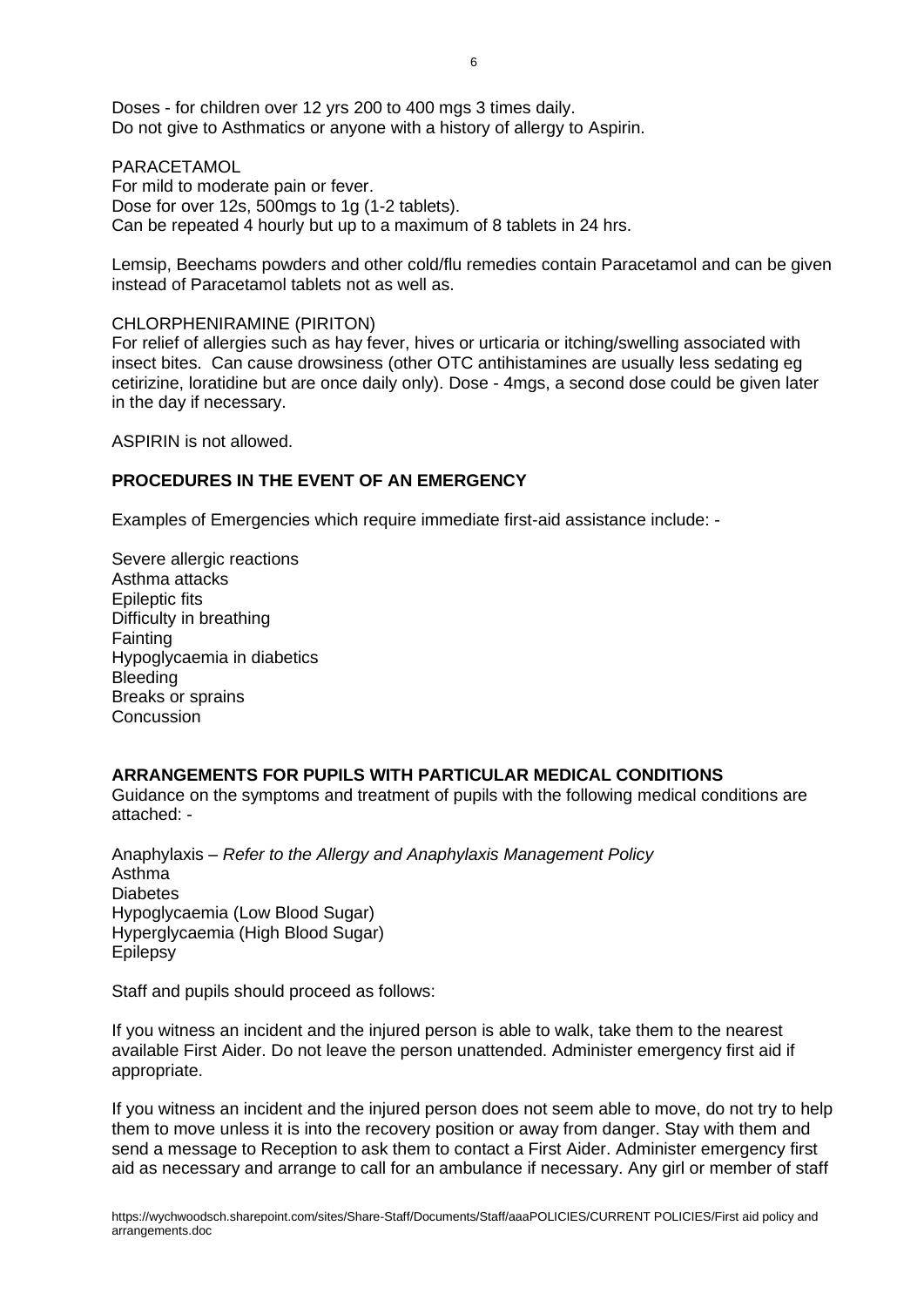Doses - for children over 12 yrs 200 to 400 mgs 3 times daily.
Do not give to Asthmatics or anyone with a history of allergy to Aspirin.

PARACETAMOL
For mild to moderate pain or fever.
Dose for over 12s, 500mgs to 1g (1-2 tablets).
Can be repeated 4 hourly but up to a maximum of 8 tablets in 24 hrs.

Lemsip, Beechams powders and other cold/flu remedies contain Paracetamol and can be given instead of Paracetamol tablets not as well as.

CHLORPHENIRAMINE (PIRITON)
For relief of allergies such as hay fever, hives or urticaria or itching/swelling associated with insect bites. Can cause drowsiness (other OTC antihistamines are usually less sedating eg cetirizine, loratidine but are once daily only). Dose - 4mgs, a second dose could be given later in the day if necessary.

ASPIRIN is not allowed.

**PROCEDURES IN THE EVENT OF AN EMERGENCY**

Examples of Emergencies which require immediate first-aid assistance include: -

Severe allergic reactions
Asthma attacks
Epileptic fits
Difficulty in breathing
Fainting
Hypoglycaemia in diabetics
Bleeding
Breaks or sprains
Concussion

**ARRANGEMENTS FOR PUPILS WITH PARTICULAR MEDICAL CONDITIONS**
Guidance on the symptoms and treatment of pupils with the following medical conditions are attached: -

Anaphylaxis – *Refer to the Allergy and Anaphylaxis Management Policy*
Asthma
Diabetes
Hypoglycaemia (Low Blood Sugar)
Hyperglycaemia (High Blood Sugar)
Epilepsy

Staff and pupils should proceed as follows:

If you witness an incident and the injured person is able to walk, take them to the nearest available First Aider. Do not leave the person unattended. Administer emergency first aid if appropriate.

If you witness an incident and the injured person does not seem able to move, do not try to help them to move unless it is into the recovery position or away from danger. Stay with them and send a message to Reception to ask them to contact a First Aider. Administer emergency first aid as necessary and arrange to call for an ambulance if necessary. Any girl or member of staff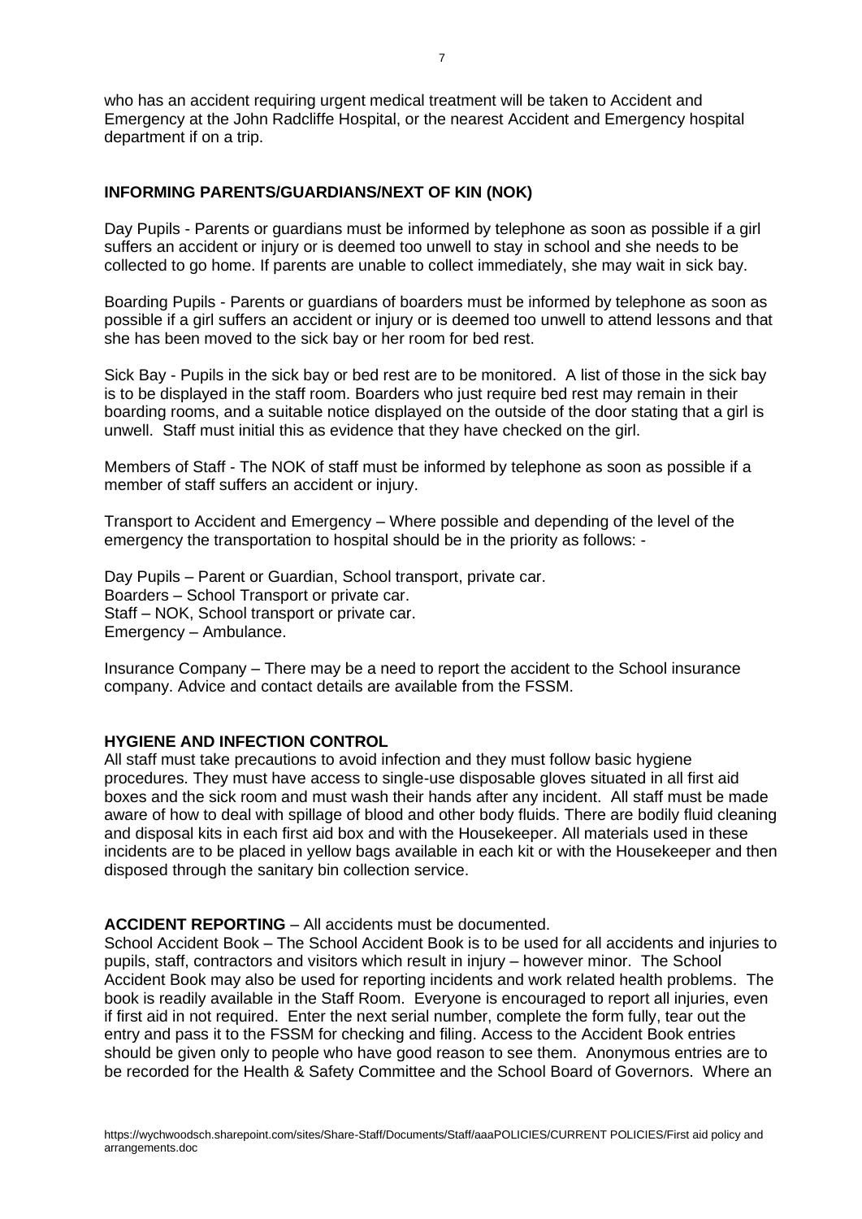who has an accident requiring urgent medical treatment will be taken to Accident and Emergency at the John Radcliffe Hospital, or the nearest Accident and Emergency hospital department if on a trip.

## INFORMING PARENTS/GUARDIANS/NEXT OF KIN (NOK)

Day Pupils - Parents or guardians must be informed by telephone as soon as possible if a girl suffers an accident or injury or is deemed too unwell to stay in school and she needs to be collected to go home. If parents are unable to collect immediately, she may wait in sick bay.

Boarding Pupils - Parents or guardians of boarders must be informed by telephone as soon as possible if a girl suffers an accident or injury or is deemed too unwell to attend lessons and that she has been moved to the sick bay or her room for bed rest.

Sick Bay - Pupils in the sick bay or bed rest are to be monitored. A list of those in the sick bay is to be displayed in the staff room. Boarders who just require bed rest may remain in their boarding rooms, and a suitable notice displayed on the outside of the door stating that a girl is unwell. Staff must initial this as evidence that they have checked on the girl.

Members of Staff - The NOK of staff must be informed by telephone as soon as possible if a member of staff suffers an accident or injury.

Transport to Accident and Emergency – Where possible and depending of the level of the emergency the transportation to hospital should be in the priority as follows: -

Day Pupils – Parent or Guardian, School transport, private car.
Boarders – School Transport or private car.
Staff – NOK, School transport or private car.
Emergency – Ambulance.

Insurance Company – There may be a need to report the accident to the School insurance company. Advice and contact details are available from the FSSM.

## HYGIENE AND INFECTION CONTROL

All staff must take precautions to avoid infection and they must follow basic hygiene procedures. They must have access to single-use disposable gloves situated in all first aid boxes and the sick room and must wash their hands after any incident. All staff must be made aware of how to deal with spillage of blood and other body fluids. There are bodily fluid cleaning and disposal kits in each first aid box and with the Housekeeper. All materials used in these incidents are to be placed in yellow bags available in each kit or with the Housekeeper and then disposed through the sanitary bin collection service.

**ACCIDENT REPORTING** – All accidents must be documented.

School Accident Book – The School Accident Book is to be used for all accidents and injuries to pupils, staff, contractors and visitors which result in injury – however minor. The School Accident Book may also be used for reporting incidents and work related health problems. The book is readily available in the Staff Room. Everyone is encouraged to report all injuries, even if first aid in not required. Enter the next serial number, complete the form fully, tear out the entry and pass it to the FSSM for checking and filing. Access to the Accident Book entries should be given only to people who have good reason to see them. Anonymous entries are to be recorded for the Health & Safety Committee and the School Board of Governors. Where an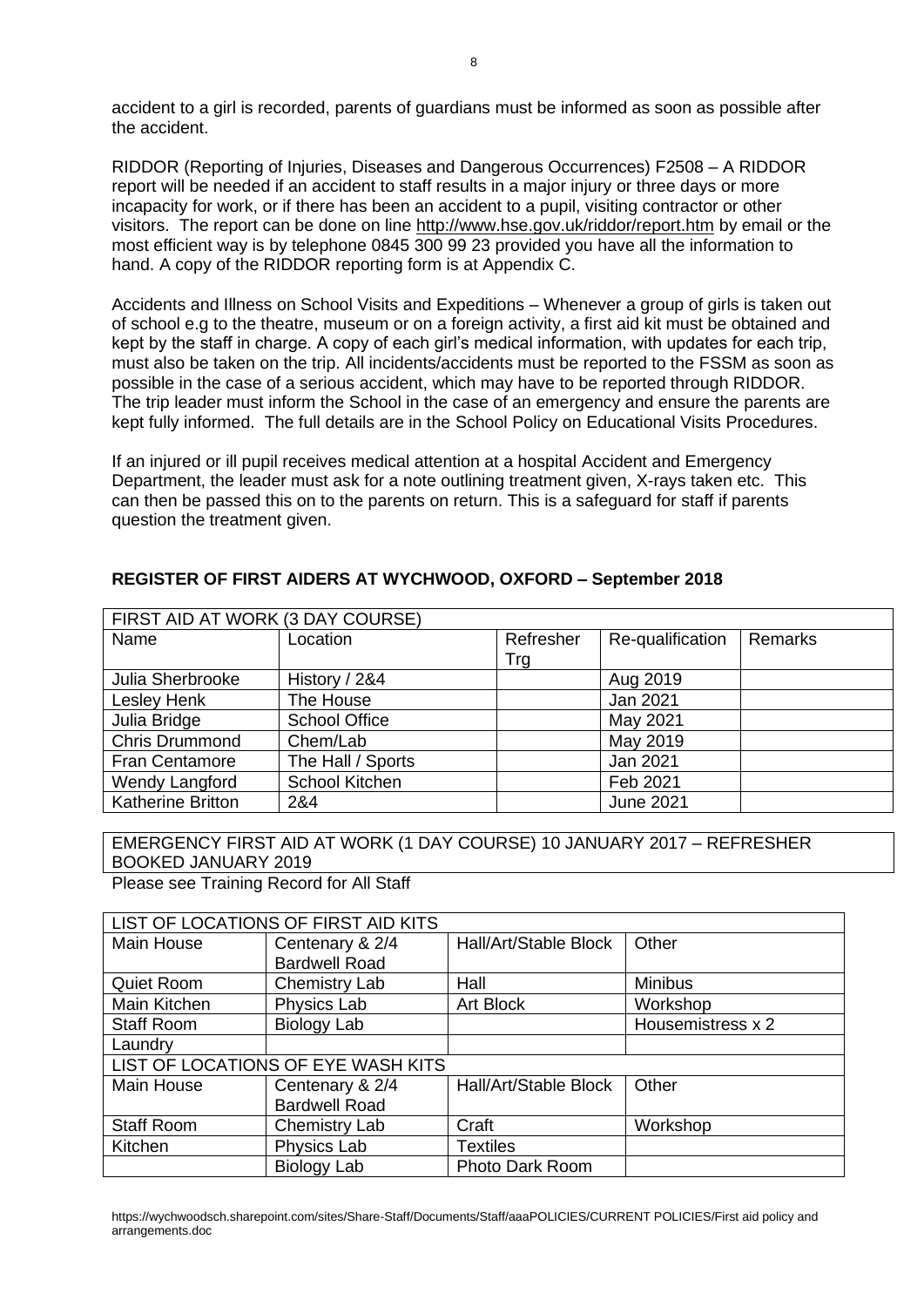accident to a girl is recorded, parents of guardians must be informed as soon as possible after the accident.

RIDDOR (Reporting of Injuries, Diseases and Dangerous Occurrences) F2508 – A RIDDOR report will be needed if an accident to staff results in a major injury or three days or more incapacity for work, or if there has been an accident to a pupil, visiting contractor or other visitors. The report can be done on line http://www.hse.gov.uk/riddor/report.htm by email or the most efficient way is by telephone 0845 300 99 23 provided you have all the information to hand. A copy of the RIDDOR reporting form is at Appendix C.

Accidents and Illness on School Visits and Expeditions – Whenever a group of girls is taken out of school e.g to the theatre, museum or on a foreign activity, a first aid kit must be obtained and kept by the staff in charge. A copy of each girl's medical information, with updates for each trip, must also be taken on the trip. All incidents/accidents must be reported to the FSSM as soon as possible in the case of a serious accident, which may have to be reported through RIDDOR. The trip leader must inform the School in the case of an emergency and ensure the parents are kept fully informed. The full details are in the School Policy on Educational Visits Procedures.

If an injured or ill pupil receives medical attention at a hospital Accident and Emergency Department, the leader must ask for a note outlining treatment given, X-rays taken etc. This can then be passed this on to the parents on return. This is a safeguard for staff if parents question the treatment given.

**REGISTER OF FIRST AIDERS AT WYCHWOOD, OXFORD – September 2018**

| FIRST AID AT WORK (3 DAY COURSE) | | | | |
|---|---|---|---|---|
| Name | Location | Refresher Trg | Re-qualification | Remarks |
| Julia Sherbrooke | History / 2&4 | | Aug 2019 | |
| Lesley Henk | The House | | Jan 2021 | |
| Julia Bridge | School Office | | May 2021 | |
| Chris Drummond | Chem/Lab | | May 2019 | |
| Fran Centamore | The Hall / Sports | | Jan 2021 | |
| Wendy Langford | School Kitchen | | Feb 2021 | |
| Katherine Britton | 2&4 | | June 2021 | |

| EMERGENCY FIRST AID AT WORK (1 DAY COURSE) 10 JANUARY 2017 – REFRESHER BOOKED JANUARY 2019 |
|---|

Please see Training Record for All Staff

| LIST OF LOCATIONS OF FIRST AID KITS | | | |
|---|---|---|---|
| Main House | Centenary & 2/4 Bardwell Road | Hall/Art/Stable Block | Other |
| Quiet Room | Chemistry Lab | Hall | Minibus |
| Main Kitchen | Physics Lab | Art Block | Workshop |
| Staff Room | Biology Lab | | Housemistress x 2 |
| Laundry | | | |
| LIST OF LOCATIONS OF EYE WASH KITS | | | |
| Main House | Centenary & 2/4 Bardwell Road | Hall/Art/Stable Block | Other |
| Staff Room | Chemistry Lab | Craft | Workshop |
| Kitchen | Physics Lab | Textiles | |
| | Biology Lab | Photo Dark Room | |

https://wychwoodsch.sharepoint.com/sites/Share-Staff/Documents/Staff/aaaPOLICIES/CURRENT POLICIES/First aid policy and arrangements.doc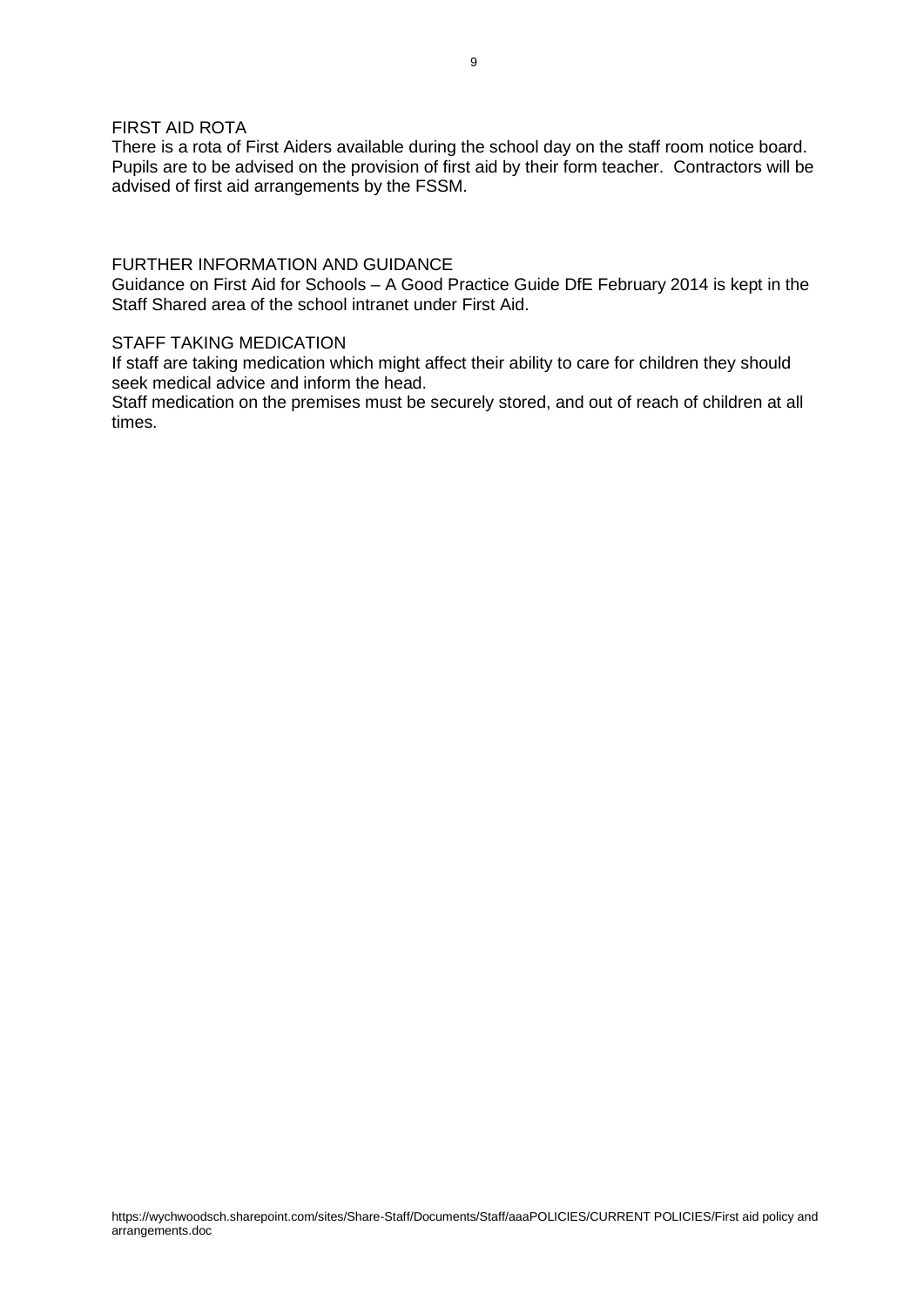## FIRST AID ROTA

There is a rota of First Aiders available during the school day on the staff room notice board. Pupils are to be advised on the provision of first aid by their form teacher. Contractors will be advised of first aid arrangements by the FSSM.

## FURTHER INFORMATION AND GUIDANCE

Guidance on First Aid for Schools – A Good Practice Guide DfE February 2014 is kept in the Staff Shared area of the school intranet under First Aid.

## STAFF TAKING MEDICATION

If staff are taking medication which might affect their ability to care for children they should seek medical advice and inform the head.

Staff medication on the premises must be securely stored, and out of reach of children at all times.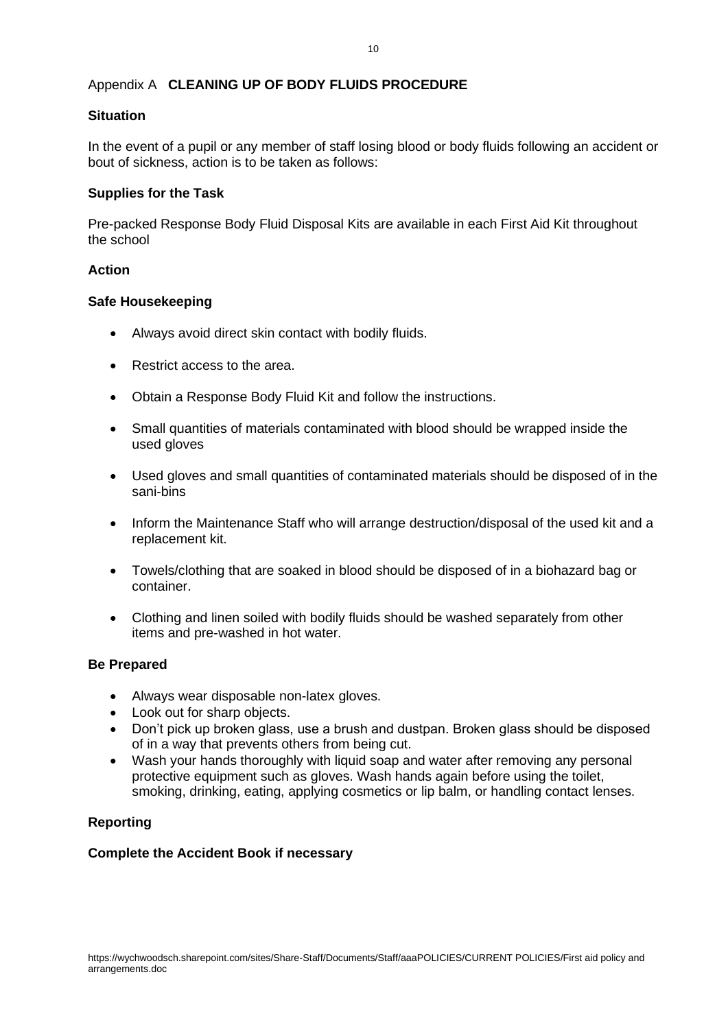## Appendix A **CLEANING UP OF BODY FLUIDS PROCEDURE**

**Situation**

In the event of a pupil or any member of staff losing blood or body fluids following an accident or bout of sickness, action is to be taken as follows:

**Supplies for the Task**

Pre-packed Response Body Fluid Disposal Kits are available in each First Aid Kit throughout the school

**Action**

**Safe Housekeeping**

- Always avoid direct skin contact with bodily fluids.
- Restrict access to the area.
- Obtain a Response Body Fluid Kit and follow the instructions.
- Small quantities of materials contaminated with blood should be wrapped inside the used gloves
- Used gloves and small quantities of contaminated materials should be disposed of in the sani-bins
- Inform the Maintenance Staff who will arrange destruction/disposal of the used kit and a replacement kit.
- Towels/clothing that are soaked in blood should be disposed of in a biohazard bag or container.
- Clothing and linen soiled with bodily fluids should be washed separately from other items and pre-washed in hot water.

**Be Prepared**

- Always wear disposable non-latex gloves.
- Look out for sharp objects.
- Don't pick up broken glass, use a brush and dustpan. Broken glass should be disposed of in a way that prevents others from being cut.
- Wash your hands thoroughly with liquid soap and water after removing any personal protective equipment such as gloves. Wash hands again before using the toilet, smoking, drinking, eating, applying cosmetics or lip balm, or handling contact lenses.

**Reporting**

**Complete the Accident Book if necessary**